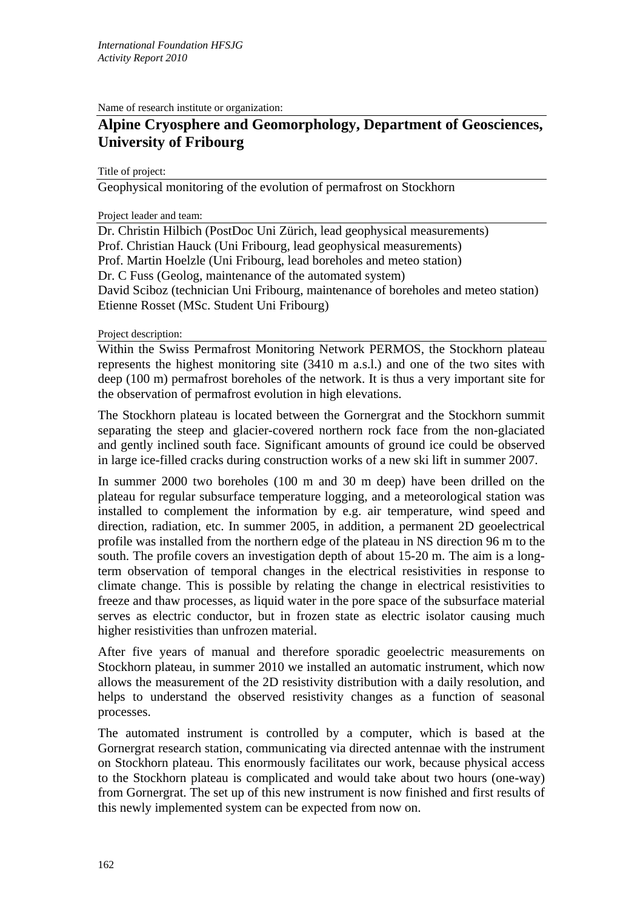*International Foundation HFSJG*
*Activity Report 2010*

Name of research institute or organization:

## Alpine Cryosphere and Geomorphology, Department of Geosciences, University of Fribourg

Title of project:

Geophysical monitoring of the evolution of permafrost on Stockhorn

Project leader and team:

Dr. Christin Hilbich (PostDoc Uni Zürich, lead geophysical measurements)
Prof. Christian Hauck (Uni Fribourg, lead geophysical measurements)
Prof. Martin Hoelzle (Uni Fribourg, lead boreholes and meteo station)
Dr. C Fuss (Geolog, maintenance of the automated system)
David Sciboz (technician Uni Fribourg, maintenance of boreholes and meteo station)
Etienne Rosset (MSc. Student Uni Fribourg)

Project description:

Within the Swiss Permafrost Monitoring Network PERMOS, the Stockhorn plateau represents the highest monitoring site (3410 m a.s.l.) and one of the two sites with deep (100 m) permafrost boreholes of the network. It is thus a very important site for the observation of permafrost evolution in high elevations.

The Stockhorn plateau is located between the Gornergrat and the Stockhorn summit separating the steep and glacier-covered northern rock face from the non-glaciated and gently inclined south face. Significant amounts of ground ice could be observed in large ice-filled cracks during construction works of a new ski lift in summer 2007.

In summer 2000 two boreholes (100 m and 30 m deep) have been drilled on the plateau for regular subsurface temperature logging, and a meteorological station was installed to complement the information by e.g. air temperature, wind speed and direction, radiation, etc. In summer 2005, in addition, a permanent 2D geoelectrical profile was installed from the northern edge of the plateau in NS direction 96 m to the south. The profile covers an investigation depth of about 15-20 m. The aim is a long-term observation of temporal changes in the electrical resistivities in response to climate change. This is possible by relating the change in electrical resistivities to freeze and thaw processes, as liquid water in the pore space of the subsurface material serves as electric conductor, but in frozen state as electric isolator causing much higher resistivities than unfrozen material.

After five years of manual and therefore sporadic geoelectric measurements on Stockhorn plateau, in summer 2010 we installed an automatic instrument, which now allows the measurement of the 2D resistivity distribution with a daily resolution, and helps to understand the observed resistivity changes as a function of seasonal processes.

The automated instrument is controlled by a computer, which is based at the Gornergrat research station, communicating via directed antennae with the instrument on Stockhorn plateau. This enormously facilitates our work, because physical access to the Stockhorn plateau is complicated and would take about two hours (one-way) from Gornergrat. The set up of this new instrument is now finished and first results of this newly implemented system can be expected from now on.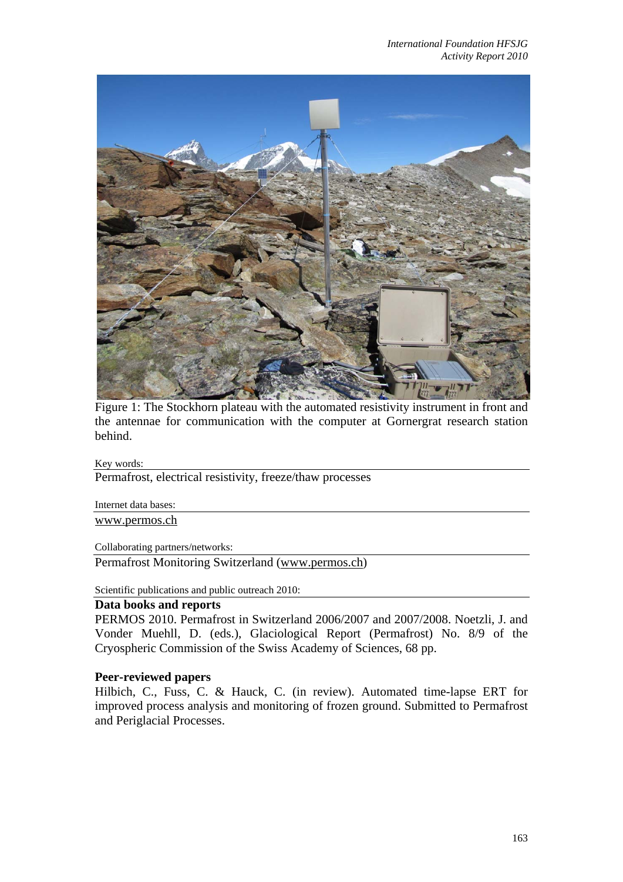Figure 1: The Stockhorn plateau with the automated resistivity instrument in front and the antennae for communication with the computer at Gornergrat research station behind.

Key words:

Permafrost, electrical resistivity, freeze/thaw processes

Internet data bases:

www.permos.ch

Collaborating partners/networks:

Permafrost Monitoring Switzerland (www.permos.ch)

Scientific publications and public outreach 2010:

**Data books and reports**

PERMOS 2010. Permafrost in Switzerland 2006/2007 and 2007/2008. Noetzli, J. and Vonder Muehll, D. (eds.), Glaciological Report (Permafrost) No. 8/9 of the Cryospheric Commission of the Swiss Academy of Sciences, 68 pp.

**Peer-reviewed papers**

Hilbich, C., Fuss, C. & Hauck, C. (in review). Automated time-lapse ERT for improved process analysis and monitoring of frozen ground. Submitted to Permafrost and Periglacial Processes.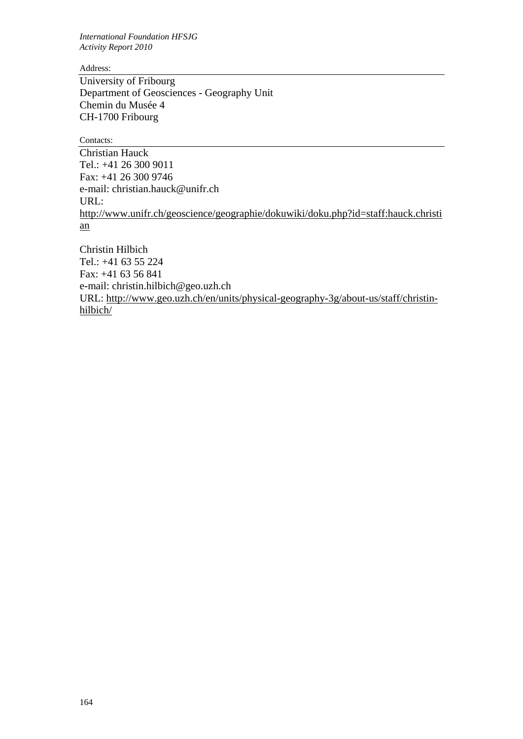Address:

University of Fribourg
Department of Geosciences - Geography Unit
Chemin du Musée 4
CH-1700 Fribourg

Contacts:

Christian Hauck
Tel.: +41 26 300 9011
Fax: +41 26 300 9746
e-mail: christian.hauck@unifr.ch
URL:
http://www.unifr.ch/geoscience/geographie/dokuwiki/doku.php?id=staff:hauck.christian

Christin Hilbich
Tel.: +41 63 55 224
Fax: +41 63 56 841
e-mail: christin.hilbich@geo.uzh.ch
URL: http://www.geo.uzh.ch/en/units/physical-geography-3g/about-us/staff/christin-hilbich/